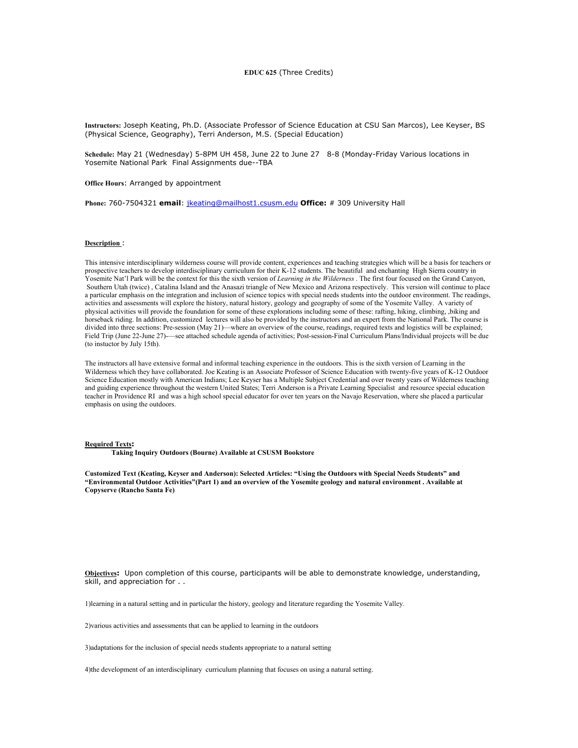**EDUC 625** (Three Credits)

**Instructors:** Joseph Keating, Ph.D. (Associate Professor of Science Education at CSU San Marcos), Lee Keyser, BS (Physical Science, Geography), Terri Anderson, M.S. (Special Education)

**Schedule:** May 21 (Wednesday) 5-8PM UH 458, June 22 to June 27 8-8 (Monday-Friday Various locations in Yosemite National Park Final Assignments due--TBA

**Office Hours**: Arranged by appointment

**Phone:** 760-7504321 **email**: jkeating@mailhost1.csusm.edu **Office:** # 309 University Hall

**Description** :

This intensive interdisciplinary wilderness course will provide content, experiences and teaching strategies which will be a basis for teachers or prospective teachers to develop interdisciplinary curriculum for their K-12 students. The beautiful and enchanting High Sierra country in Yosemite Nat'l Park will be the context for this the sixth version of *Learning in the Wilderness* . The first four focused on the Grand Canyon, Southern Utah (twice) , Catalina Island and the Anasazi triangle of New Mexico and Arizona respectively. This version will continue to place a particular emphasis on the integration and inclusion of science topics with special needs students into the outdoor environment. The readings, activities and assessments will explore the history, natural history, geology and geography of some of the Yosemite Valley. A variety of physical activities will provide the foundation for some of these explorations including some of these: rafting, hiking, climbing, ,biking and horseback riding. In addition, customized lectures will also be provided by the instructors and an expert from the National Park. The course is divided into three sections: Pre-session (May 21)—where an overview of the course, readings, required texts and logistics will be explained; Field Trip (June 22-June 27)-—see attached schedule agenda of activities; Post-session-Final Curriculum Plans/Individual projects will be due (to instuctor by July 15th).

The instructors all have extensive formal and informal teaching experience in the outdoors. This is the sixth version of Learning in the Wilderness which they have collaborated. Joe Keating is an Associate Professor of Science Education with twenty-five years of K-12 Outdoor Science Education mostly with American Indians; Lee Keyser has a Multiple Subject Credential and over twenty years of Wilderness teaching and guiding experience throughout the western United States; Terri Anderson is a Private Learning Specialist and resource special education teacher in Providence RI and was a high school special educator for over ten years on the Navajo Reservation, where she placed a particular emphasis on using the outdoors.

**Required Texts:**

**Taking Inquiry Outdoors (Bourne) Available at CSUSM Bookstore**

**Customized Text (Keating, Keyser and Anderson): Selected Articles: "Using the Outdoors with Special Needs Students" and "Environmental Outdoor Activities"(Part 1) and an overview of the Yosemite geology and natural environment . Available at Copyserve (Rancho Santa Fe)**

**Objectives:** Upon completion of this course, participants will be able to demonstrate knowledge, understanding, skill, and appreciation for . .

1)learning in a natural setting and in particular the history, geology and literature regarding the Yosemite Valley.

2)various activities and assessments that can be applied to learning in the outdoors

3)adaptations for the inclusion of special needs students appropriate to a natural setting

4)the development of an interdisciplinary curriculum planning that focuses on using a natural setting.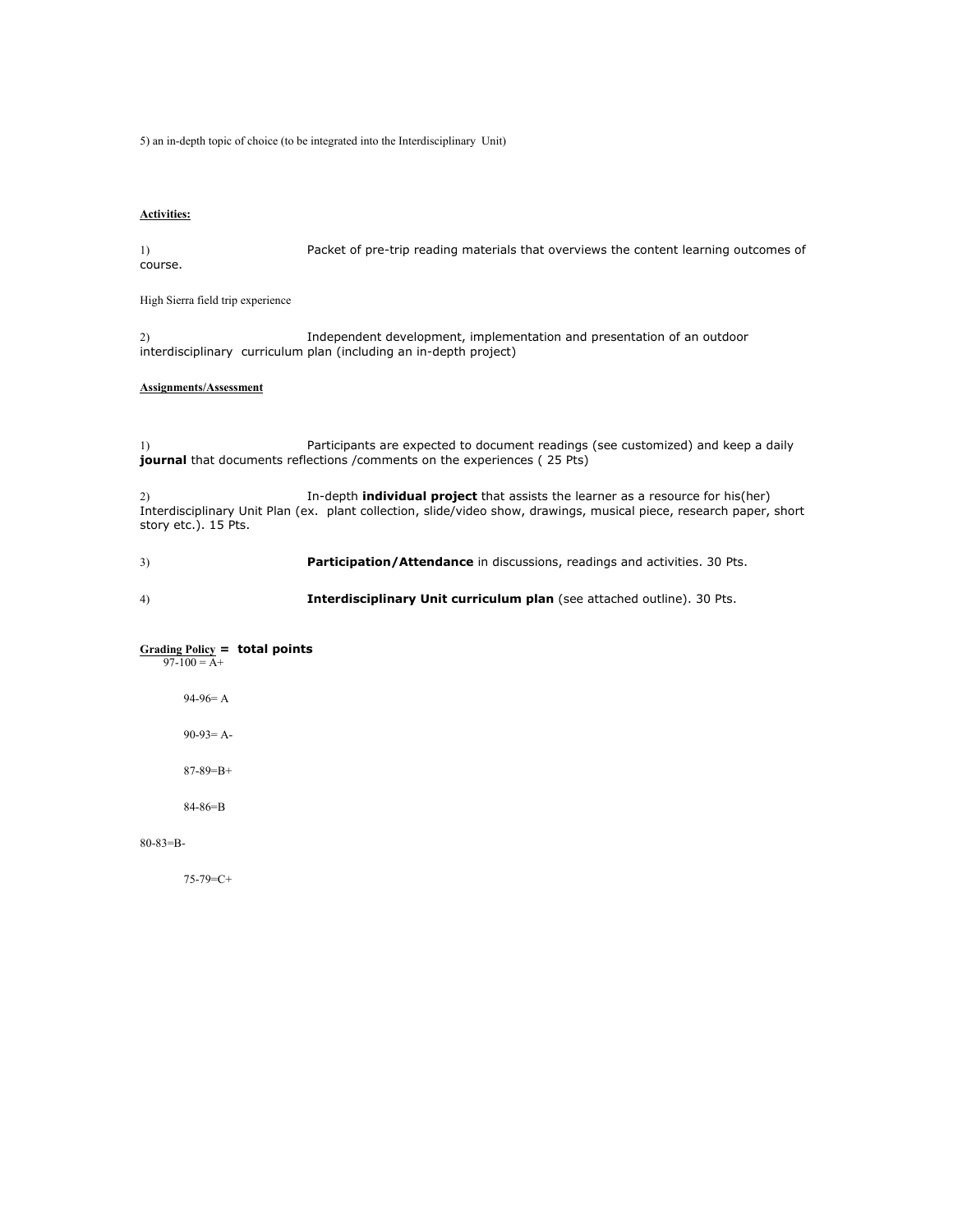5) an in-depth topic of choice (to be integrated into the Interdisciplinary Unit)

**Activities:**

1) Packet of pre-trip reading materials that overviews the content learning outcomes of course.

High Sierra field trip experience

2) Independent development, implementation and presentation of an outdoor interdisciplinary curriculum plan (including an in-depth project)

**Assignments/Assessment**

1) Participants are expected to document readings (see customized) and keep a daily **journal** that documents reflections /comments on the experiences ( 25 Pts)

2) In-depth **individual project** that assists the learner as a resource for his(her) Interdisciplinary Unit Plan (ex. plant collection, slide/video show, drawings, musical piece, research paper, short story etc.). 15 Pts.

3) **Participation/Attendance** in discussions, readings and activities. 30 Pts.

4) **Interdisciplinary Unit curriculum plan** (see attached outline). 30 Pts.

**Grading Policy = total points**

97-100 = A+

94-96= A

90-93= A-

87-89=B+

84-86=B

80-83=B-

75-79=C+